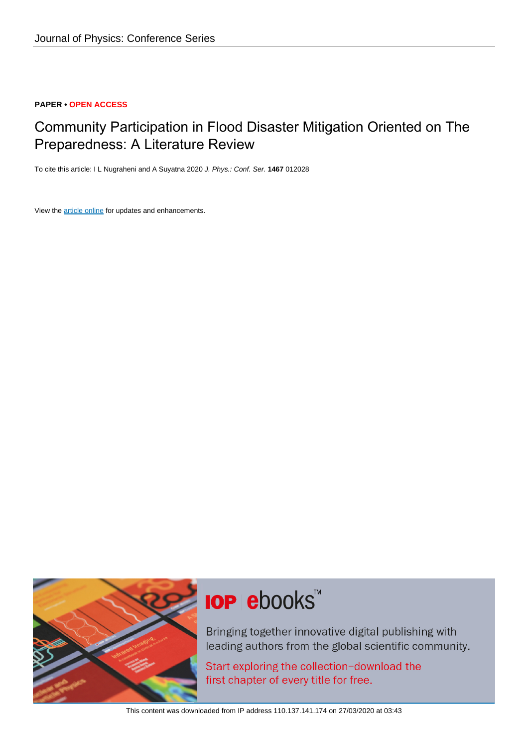Journal of Physics: Conference Series

**PAPER • OPEN ACCESS**

# Community Participation in Flood Disaster Mitigation Oriented on The Preparedness: A Literature Review

To cite this article: I L Nugraheni and A Suyatna 2020 *J. Phys.: Conf. Ser.* **1467** 012028

View the article online for updates and enhancements.

IOP ebooks™

Bringing together innovative digital publishing with leading authors from the global scientific community.

Start exploring the collection–download the first chapter of every title for free.

This content was downloaded from IP address 110.137.141.174 on 27/03/2020 at 03:43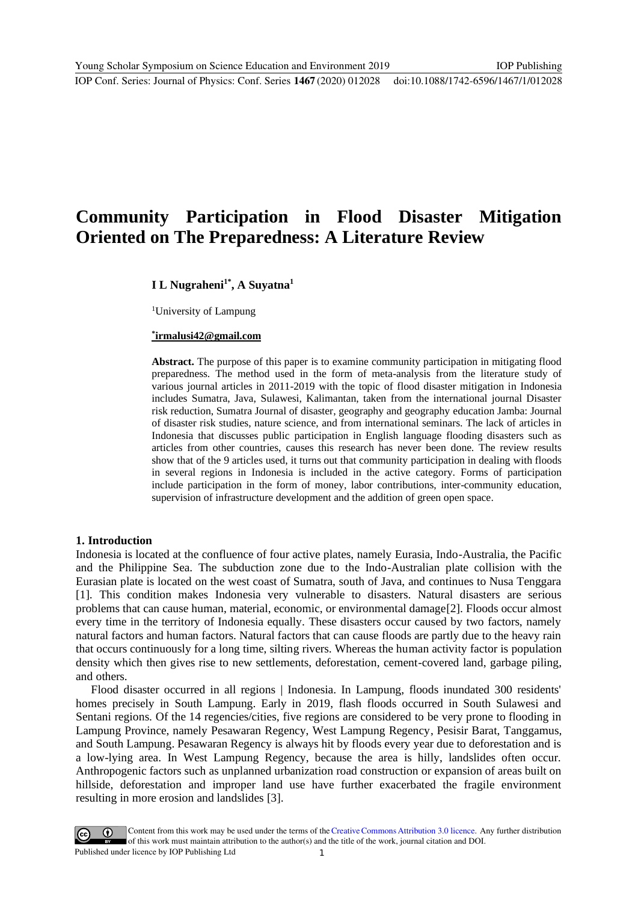# Community Participation in Flood Disaster Mitigation Oriented on The Preparedness: A Literature Review

**I L Nugraheni[1*], A Suyatna[1]**

[1]University of Lampung

[*]irmalusi42@gmail.com

**Abstract.** The purpose of this paper is to examine community participation in mitigating flood preparedness. The method used in the form of meta-analysis from the literature study of various journal articles in 2011-2019 with the topic of flood disaster mitigation in Indonesia includes Sumatra, Java, Sulawesi, Kalimantan, taken from the international journal Disaster risk reduction, Sumatra Journal of disaster, geography and geography education Jamba: Journal of disaster risk studies, nature science, and from international seminars. The lack of articles in Indonesia that discusses public participation in English language flooding disasters such as articles from other countries, causes this research has never been done. The review results show that of the 9 articles used, it turns out that community participation in dealing with floods in several regions in Indonesia is included in the active category. Forms of participation include participation in the form of money, labor contributions, inter-community education, supervision of infrastructure development and the addition of green open space.

## 1. Introduction

Indonesia is located at the confluence of four active plates, namely Eurasia, Indo-Australia, the Pacific and the Philippine Sea. The subduction zone due to the Indo-Australian plate collision with the Eurasian plate is located on the west coast of Sumatra, south of Java, and continues to Nusa Tenggara [1]. This condition makes Indonesia very vulnerable to disasters. Natural disasters are serious problems that can cause human, material, economic, or environmental damage[2]. Floods occur almost every time in the territory of Indonesia equally. These disasters occur caused by two factors, namely natural factors and human factors. Natural factors that can cause floods are partly due to the heavy rain that occurs continuously for a long time, silting rivers. Whereas the human activity factor is population density which then gives rise to new settlements, deforestation, cement-covered land, garbage piling, and others.

Flood disaster occurred in all regions | Indonesia. In Lampung, floods inundated 300 residents' homes precisely in South Lampung. Early in 2019, flash floods occurred in South Sulawesi and Sentani regions. Of the 14 regencies/cities, five regions are considered to be very prone to flooding in Lampung Province, namely Pesawaran Regency, West Lampung Regency, Pesisir Barat, Tanggamus, and South Lampung. Pesawaran Regency is always hit by floods every year due to deforestation and is a low-lying area. In West Lampung Regency, because the area is hilly, landslides often occur. Anthropogenic factors such as unplanned urbanization road construction or expansion of areas built on hillside, deforestation and improper land use have further exacerbated the fragile environment resulting in more erosion and landslides [3].

Content from this work may be used under the terms of the Creative Commons Attribution 3.0 licence. Any further distribution of this work must maintain attribution to the author(s) and the title of the work, journal citation and DOI.
Published under licence by IOP Publishing Ltd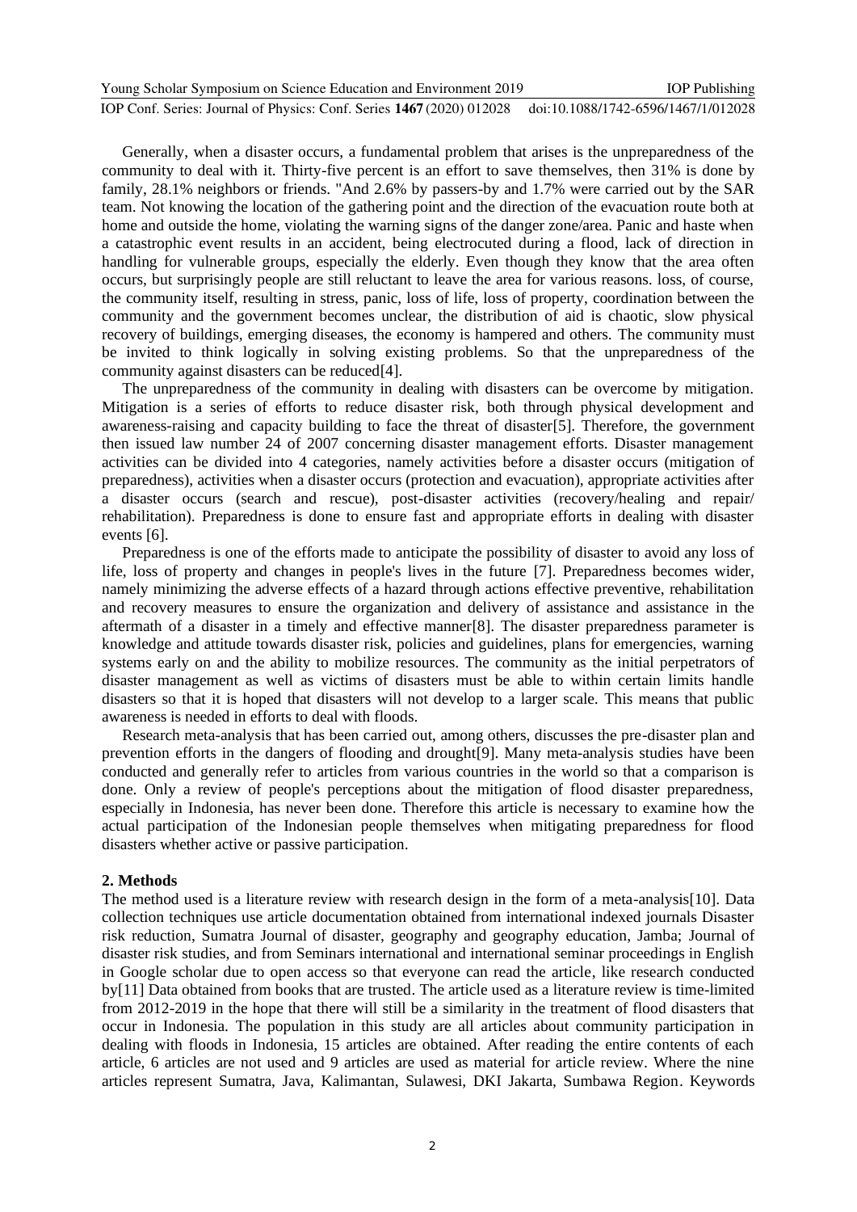Generally, when a disaster occurs, a fundamental problem that arises is the unpreparedness of the community to deal with it. Thirty-five percent is an effort to save themselves, then 31% is done by family, 28.1% neighbors or friends. "And 2.6% by passers-by and 1.7% were carried out by the SAR team. Not knowing the location of the gathering point and the direction of the evacuation route both at home and outside the home, violating the warning signs of the danger zone/area. Panic and haste when a catastrophic event results in an accident, being electrocuted during a flood, lack of direction in handling for vulnerable groups, especially the elderly. Even though they know that the area often occurs, but surprisingly people are still reluctant to leave the area for various reasons. loss, of course, the community itself, resulting in stress, panic, loss of life, loss of property, coordination between the community and the government becomes unclear, the distribution of aid is chaotic, slow physical recovery of buildings, emerging diseases, the economy is hampered and others. The community must be invited to think logically in solving existing problems. So that the unpreparedness of the community against disasters can be reduced[4].

The unpreparedness of the community in dealing with disasters can be overcome by mitigation. Mitigation is a series of efforts to reduce disaster risk, both through physical development and awareness-raising and capacity building to face the threat of disaster[5]. Therefore, the government then issued law number 24 of 2007 concerning disaster management efforts. Disaster management activities can be divided into 4 categories, namely activities before a disaster occurs (mitigation of preparedness), activities when a disaster occurs (protection and evacuation), appropriate activities after a disaster occurs (search and rescue), post-disaster activities (recovery/healing and repair/ rehabilitation). Preparedness is done to ensure fast and appropriate efforts in dealing with disaster events [6].

Preparedness is one of the efforts made to anticipate the possibility of disaster to avoid any loss of life, loss of property and changes in people's lives in the future [7]. Preparedness becomes wider, namely minimizing the adverse effects of a hazard through actions effective preventive, rehabilitation and recovery measures to ensure the organization and delivery of assistance and assistance in the aftermath of a disaster in a timely and effective manner[8]. The disaster preparedness parameter is knowledge and attitude towards disaster risk, policies and guidelines, plans for emergencies, warning systems early on and the ability to mobilize resources. The community as the initial perpetrators of disaster management as well as victims of disasters must be able to within certain limits handle disasters so that it is hoped that disasters will not develop to a larger scale. This means that public awareness is needed in efforts to deal with floods.

Research meta-analysis that has been carried out, among others, discusses the pre-disaster plan and prevention efforts in the dangers of flooding and drought[9]. Many meta-analysis studies have been conducted and generally refer to articles from various countries in the world so that a comparison is done. Only a review of people's perceptions about the mitigation of flood disaster preparedness, especially in Indonesia, has never been done. Therefore this article is necessary to examine how the actual participation of the Indonesian people themselves when mitigating preparedness for flood disasters whether active or passive participation.

## 2. Methods

The method used is a literature review with research design in the form of a meta-analysis[10]. Data collection techniques use article documentation obtained from international indexed journals Disaster risk reduction, Sumatra Journal of disaster, geography and geography education, Jamba; Journal of disaster risk studies, and from Seminars international and international seminar proceedings in English in Google scholar due to open access so that everyone can read the article, like research conducted by[11] Data obtained from books that are trusted. The article used as a literature review is time-limited from 2012-2019 in the hope that there will still be a similarity in the treatment of flood disasters that occur in Indonesia. The population in this study are all articles about community participation in dealing with floods in Indonesia, 15 articles are obtained. After reading the entire contents of each article, 6 articles are not used and 9 articles are used as material for article review. Where the nine articles represent Sumatra, Java, Kalimantan, Sulawesi, DKI Jakarta, Sumbawa Region. Keywords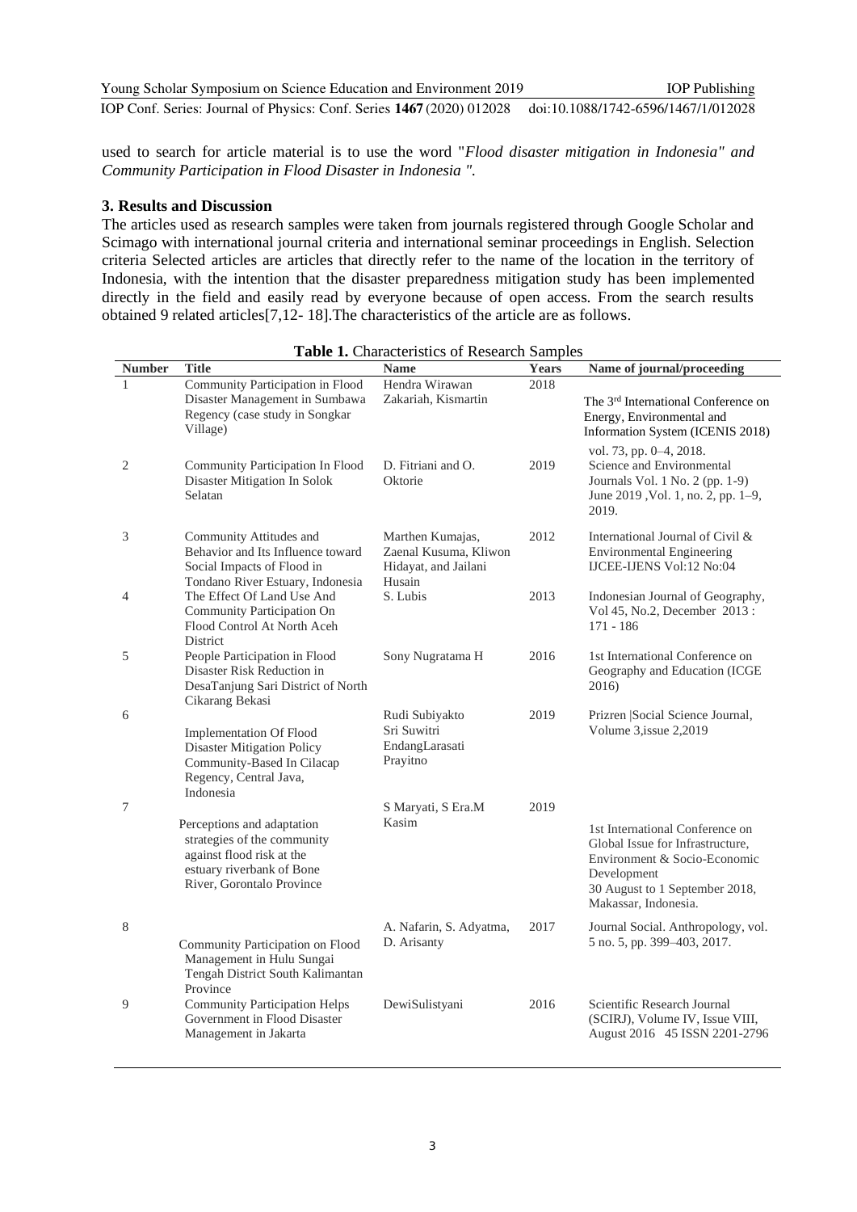used to search for article material is to use the word "*Flood disaster mitigation in Indonesia" and Community Participation in Flood Disaster in Indonesia ".*

## 3. Results and Discussion

The articles used as research samples were taken from journals registered through Google Scholar and Scimago with international journal criteria and international seminar proceedings in English. Selection criteria Selected articles are articles that directly refer to the name of the location in the territory of Indonesia, with the intention that the disaster preparedness mitigation study has been implemented directly in the field and easily read by everyone because of open access. From the search results obtained 9 related articles[7,12- 18].The characteristics of the article are as follows.

**Table 1.** Characteristics of Research Samples

| Number | Title | Name | Years | Name of journal/proceeding |
|---|---|---|---|---|
| 1 | Community Participation in Flood Disaster Management in Sumbawa Regency (case study in Songkar Village) | Hendra Wirawan Zakariah, Kismartin | 2018 | The 3rd International Conference on Energy, Environmental and Information System (ICENIS 2018) vol. 73, pp. 0–4, 2018. |
| 2 | Community Participation In Flood Disaster Mitigation In Solok Selatan | D. Fitriani and O. Oktorie | 2019 | Science and Environmental Journals Vol. 1 No. 2 (pp. 1-9) June 2019 ,Vol. 1, no. 2, pp. 1–9, 2019. |
| 3 | Community Attitudes and Behavior and Its Influence toward Social Impacts of Flood in Tondano River Estuary, Indonesia | Marthen Kumajas, Zaenal Kusuma, Kliwon Hidayat, and Jailani Husain | 2012 | International Journal of Civil & Environmental Engineering IJCEE-IJENS Vol:12 No:04 |
| 4 | The Effect Of Land Use And Community Participation On Flood Control At North Aceh District | S. Lubis | 2013 | Indonesian Journal of Geography, Vol 45, No.2, December 2013 : 171 - 186 |
| 5 | People Participation in Flood Disaster Risk Reduction in DesaTanjung Sari District of North Cikarang Bekasi | Sony Nugratama H | 2016 | 1st International Conference on Geography and Education (ICGE 2016) |
| 6 | Implementation Of Flood Disaster Mitigation Policy Community-Based In Cilacap Regency, Central Java, Indonesia | Rudi Subiyakto Sri Suwitri EndangLarasati Prayitno | 2019 | Prizren \|Social Science Journal, Volume 3,issue 2,2019 |
| 7 | Perceptions and adaptation strategies of the community against flood risk at the estuary riverbank of Bone River, Gorontalo Province | S Maryati, S Era.M Kasim | 2019 | 1st International Conference on Global Issue for Infrastructure, Environment & Socio-Economic Development 30 August to 1 September 2018, Makassar, Indonesia. |
| 8 | Community Participation on Flood Management in Hulu Sungai Tengah District South Kalimantan Province | A. Nafarin, S. Adyatma, D. Arisanty | 2017 | Journal Social. Anthropology, vol. 5 no. 5, pp. 399–403, 2017. |
| 9 | Community Participation Helps Government in Flood Disaster Management in Jakarta | DewiSulistyani | 2016 | Scientific Research Journal (SCIRJ), Volume IV, Issue VIII, August 2016 45 ISSN 2201-2796 |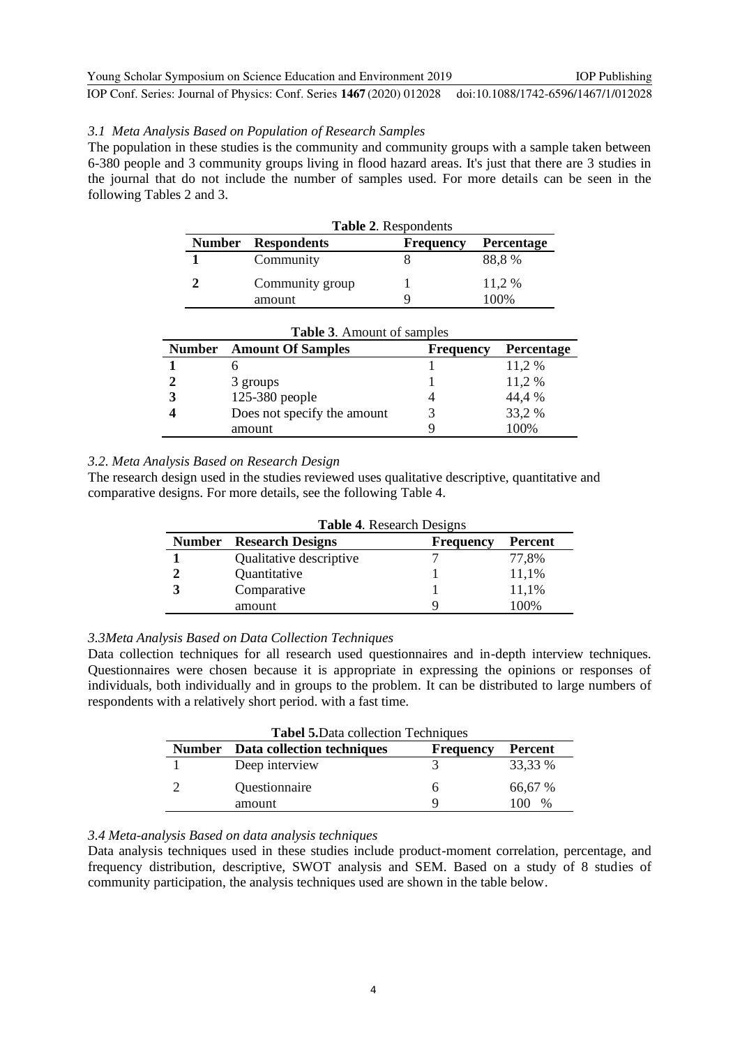### *3.1 Meta Analysis Based on Population of Research Samples*

The population in these studies is the community and community groups with a sample taken between 6-380 people and 3 community groups living in flood hazard areas. It's just that there are 3 studies in the journal that do not include the number of samples used. For more details can be seen in the following Tables 2 and 3.

**Table 2**. Respondents

| Number | Respondents | Frequency | Percentage |
|---|---|---|---|
| 1 | Community | 8 | 88,8 % |
| 2 | Community group | 1 | 11,2 % |
| | amount | 9 | 100% |

**Table 3**. Amount of samples

| Number | Amount Of Samples | Frequency | Percentage |
|---|---|---|---|
| 1 | 6 | 1 | 11,2 % |
| 2 | 3 groups | 1 | 11,2 % |
| 3 | 125-380 people | 4 | 44,4 % |
| 4 | Does not specify the amount | 3 | 33,2 % |
| | amount | 9 | 100% |

### *3.2. Meta Analysis Based on Research Design*

The research design used in the studies reviewed uses qualitative descriptive, quantitative and comparative designs. For more details, see the following Table 4.

**Table 4**. Research Designs

| Number | Research Designs | Frequency | Percent |
|---|---|---|---|
| 1 | Qualitative descriptive | 7 | 77,8% |
| 2 | Quantitative | 1 | 11,1% |
| 3 | Comparative | 1 | 11,1% |
| | amount | 9 | 100% |

### *3.3Meta Analysis Based on Data Collection Techniques*

Data collection techniques for all research used questionnaires and in-depth interview techniques. Questionnaires were chosen because it is appropriate in expressing the opinions or responses of individuals, both individually and in groups to the problem. It can be distributed to large numbers of respondents with a relatively short period. with a fast time.

**Tabel 5.**Data collection Techniques

| Number | Data collection techniques | Frequency | Percent |
|---|---|---|---|
| 1 | Deep interview | 3 | 33,33 % |
| 2 | Questionnaire | 6 | 66,67 % |
| | amount | 9 | 100 % |

### *3.4 Meta-analysis Based on data analysis techniques*

Data analysis techniques used in these studies include product-moment correlation, percentage, and frequency distribution, descriptive, SWOT analysis and SEM. Based on a study of 8 studies of community participation, the analysis techniques used are shown in the table below.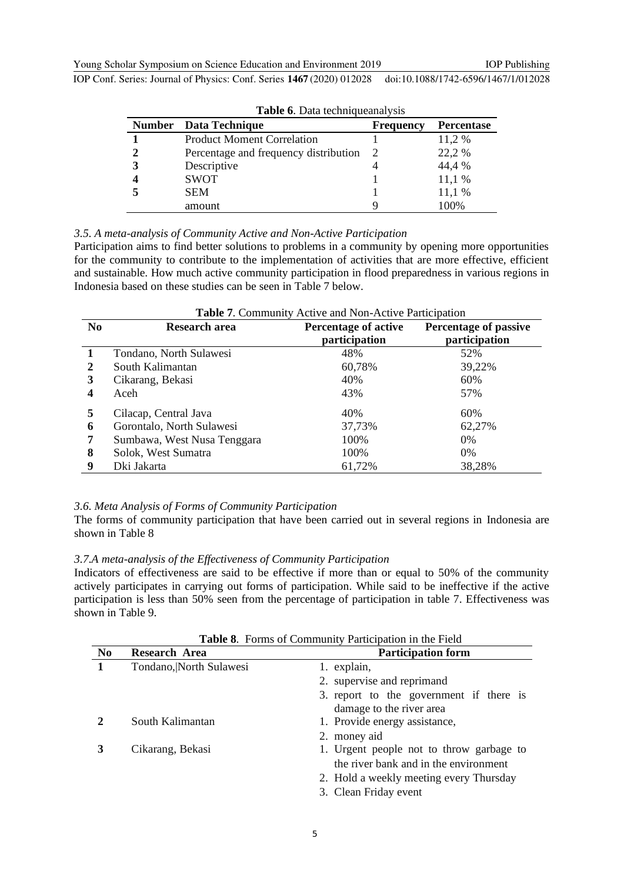**Table 6**. Data techniqueanalysis

| Number | Data Technique | Frequency | Percentase |
|---|---|---|---|
| 1 | Product Moment Correlation | 1 | 11,2 % |
| 2 | Percentage and frequency distribution | 2 | 22,2 % |
| 3 | Descriptive | 4 | 44,4 % |
| 4 | SWOT | 1 | 11,1 % |
| 5 | SEM | 1 | 11,1 % |
| | amount | 9 | 100% |

### *3.5. A meta-analysis of Community Active and Non-Active Participation*

Participation aims to find better solutions to problems in a community by opening more opportunities for the community to contribute to the implementation of activities that are more effective, efficient and sustainable. How much active community participation in flood preparedness in various regions in Indonesia based on these studies can be seen in Table 7 below.

**Table 7**. Community Active and Non-Active Participation

| No | Research area | Percentage of active participation | Percentage of passive participation |
|---|---|---|---|
| 1 | Tondano, North Sulawesi | 48% | 52% |
| 2 | South Kalimantan | 60,78% | 39,22% |
| 3 | Cikarang, Bekasi | 40% | 60% |
| 4 | Aceh | 43% | 57% |
| 5 | Cilacap, Central Java | 40% | 60% |
| 6 | Gorontalo, North Sulawesi | 37,73% | 62,27% |
| 7 | Sumbawa, West Nusa Tenggara | 100% | 0% |
| 8 | Solok, West Sumatra | 100% | 0% |
| 9 | Dki Jakarta | 61,72% | 38,28% |

### *3.6. Meta Analysis of Forms of Community Participation*

The forms of community participation that have been carried out in several regions in Indonesia are shown in Table 8

### *3.7.A meta-analysis of the Effectiveness of Community Participation*

Indicators of effectiveness are said to be effective if more than or equal to 50% of the community actively participates in carrying out forms of participation. While said to be ineffective if the active participation is less than 50% seen from the percentage of participation in table 7. Effectiveness was shown in Table 9.

**Table 8**. Forms of Community Participation in the Field

| No | Research Area | Participation form |
|---|---|---|
| 1 | Tondano,\|North Sulawesi | 1. explain,<br>2. supervise and reprimand<br>3. report to the government if there is damage to the river area |
| 2 | South Kalimantan | 1. Provide energy assistance,<br>2. money aid |
| 3 | Cikarang, Bekasi | 1. Urgent people not to throw garbage to the river bank and in the environment<br>2. Hold a weekly meeting every Thursday<br>3. Clean Friday event |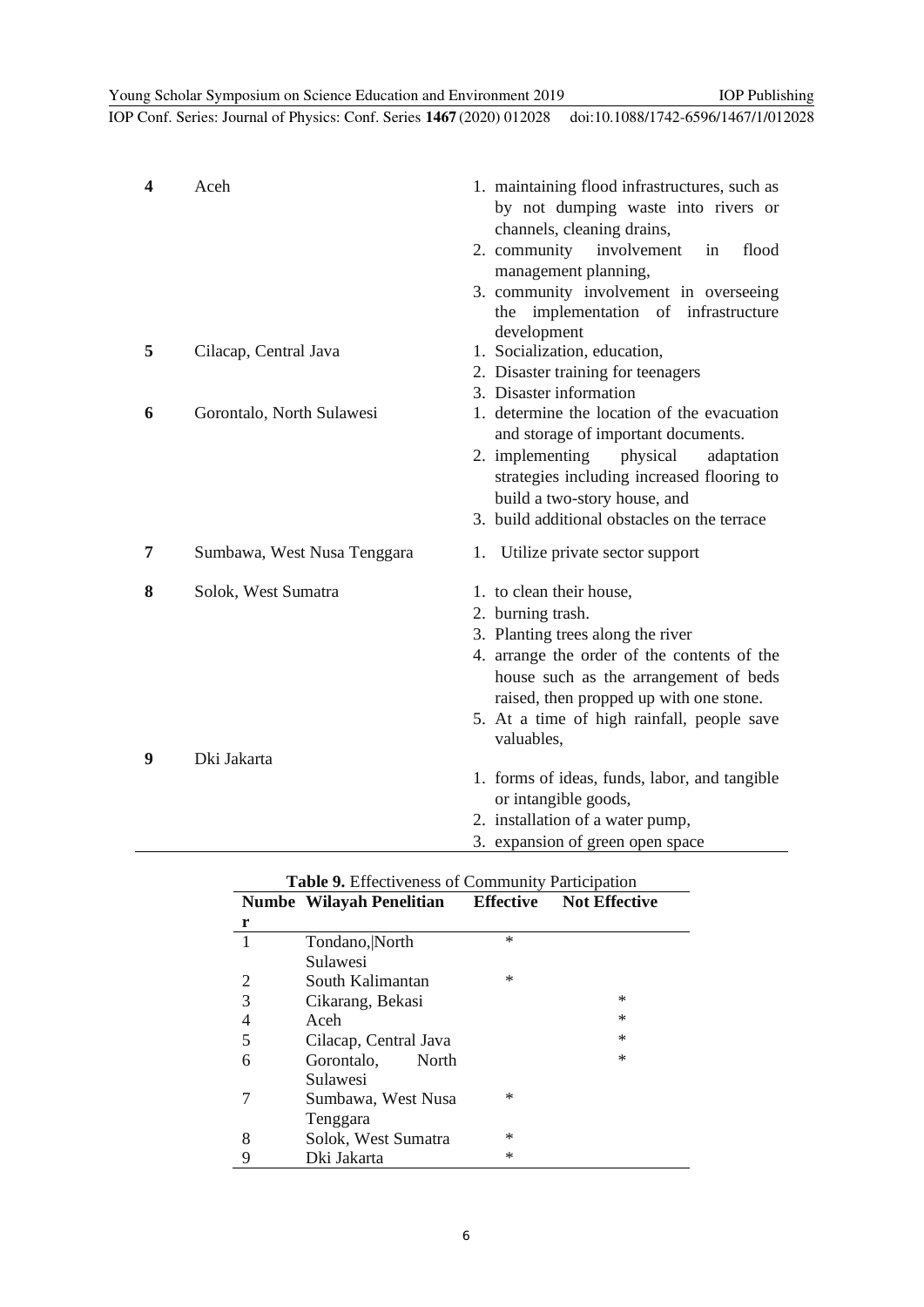| | | |
|---|---|---|
| **4** | Aceh | 1. maintaining flood infrastructures, such as by not dumping waste into rivers or channels, cleaning drains,<br>2. community involvement in flood management planning,<br>3. community involvement in overseeing the implementation of infrastructure development |
| **5** | Cilacap, Central Java | 1. Socialization, education,<br>2. Disaster training for teenagers<br>3. Disaster information |
| **6** | Gorontalo, North Sulawesi | 1. determine the location of the evacuation and storage of important documents.<br>2. implementing physical adaptation strategies including increased flooring to build a two-story house, and<br>3. build additional obstacles on the terrace |
| **7** | Sumbawa, West Nusa Tenggara | 1. Utilize private sector support |
| **8** | Solok, West Sumatra | 1. to clean their house,<br>2. burning trash.<br>3. Planting trees along the river<br>4. arrange the order of the contents of the house such as the arrangement of beds raised, then propped up with one stone.<br>5. At a time of high rainfall, people save valuables, |
| **9** | Dki Jakarta | 1. forms of ideas, funds, labor, and tangible or intangible goods,<br>2. installation of a water pump,<br>3. expansion of green open space |

**Table 9.** Effectiveness of Community Participation

| Number | Wilayah Penelitian | Effective | Not Effective |
|---|---|---|---|
| 1 | Tondano,\|North Sulawesi | * | |
| 2 | South Kalimantan | * | |
| 3 | Cikarang, Bekasi | | * |
| 4 | Aceh | | * |
| 5 | Cilacap, Central Java | | * |
| 6 | Gorontalo, North Sulawesi | | * |
| 7 | Sumbawa, West Nusa Tenggara | * | |
| 8 | Solok, West Sumatra | * | |
| 9 | Dki Jakarta | * | |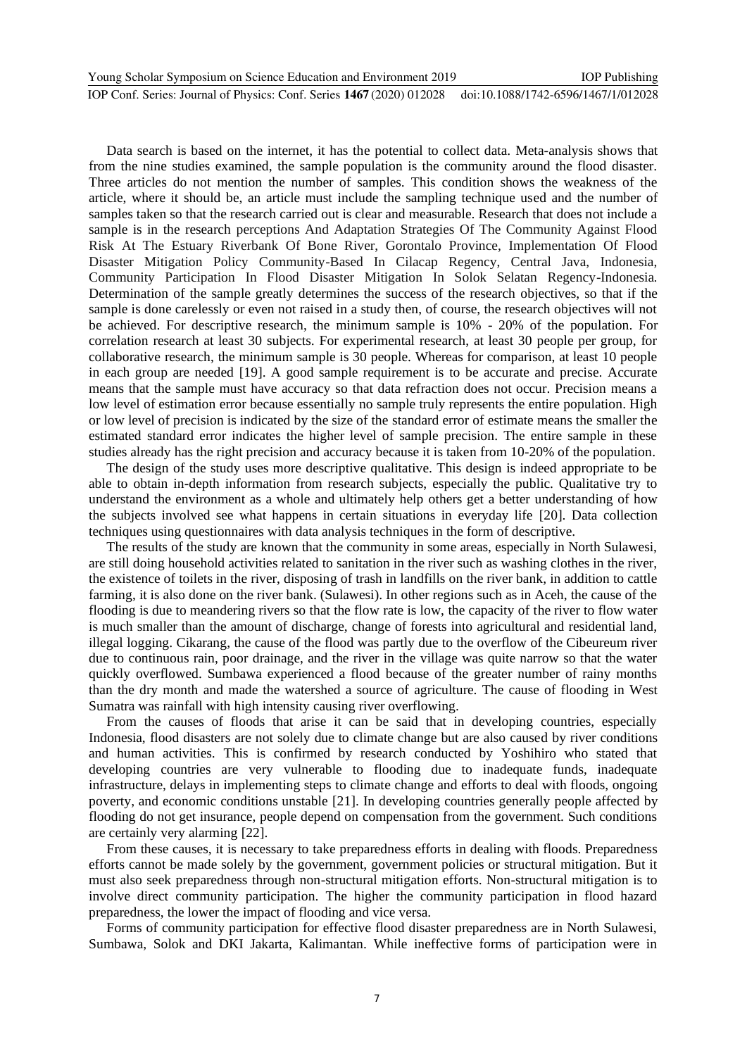Data search is based on the internet, it has the potential to collect data. Meta-analysis shows that from the nine studies examined, the sample population is the community around the flood disaster. Three articles do not mention the number of samples. This condition shows the weakness of the article, where it should be, an article must include the sampling technique used and the number of samples taken so that the research carried out is clear and measurable. Research that does not include a sample is in the research perceptions And Adaptation Strategies Of The Community Against Flood Risk At The Estuary Riverbank Of Bone River, Gorontalo Province, Implementation Of Flood Disaster Mitigation Policy Community-Based In Cilacap Regency, Central Java, Indonesia, Community Participation In Flood Disaster Mitigation In Solok Selatan Regency-Indonesia. Determination of the sample greatly determines the success of the research objectives, so that if the sample is done carelessly or even not raised in a study then, of course, the research objectives will not be achieved. For descriptive research, the minimum sample is 10% - 20% of the population. For correlation research at least 30 subjects. For experimental research, at least 30 people per group, for collaborative research, the minimum sample is 30 people. Whereas for comparison, at least 10 people in each group are needed [19]. A good sample requirement is to be accurate and precise. Accurate means that the sample must have accuracy so that data refraction does not occur. Precision means a low level of estimation error because essentially no sample truly represents the entire population. High or low level of precision is indicated by the size of the standard error of estimate means the smaller the estimated standard error indicates the higher level of sample precision. The entire sample in these studies already has the right precision and accuracy because it is taken from 10-20% of the population.

The design of the study uses more descriptive qualitative. This design is indeed appropriate to be able to obtain in-depth information from research subjects, especially the public. Qualitative try to understand the environment as a whole and ultimately help others get a better understanding of how the subjects involved see what happens in certain situations in everyday life [20]. Data collection techniques using questionnaires with data analysis techniques in the form of descriptive.

The results of the study are known that the community in some areas, especially in North Sulawesi, are still doing household activities related to sanitation in the river such as washing clothes in the river, the existence of toilets in the river, disposing of trash in landfills on the river bank, in addition to cattle farming, it is also done on the river bank. (Sulawesi). In other regions such as in Aceh, the cause of the flooding is due to meandering rivers so that the flow rate is low, the capacity of the river to flow water is much smaller than the amount of discharge, change of forests into agricultural and residential land, illegal logging. Cikarang, the cause of the flood was partly due to the overflow of the Cibeureum river due to continuous rain, poor drainage, and the river in the village was quite narrow so that the water quickly overflowed. Sumbawa experienced a flood because of the greater number of rainy months than the dry month and made the watershed a source of agriculture. The cause of flooding in West Sumatra was rainfall with high intensity causing river overflowing.

From the causes of floods that arise it can be said that in developing countries, especially Indonesia, flood disasters are not solely due to climate change but are also caused by river conditions and human activities. This is confirmed by research conducted by Yoshihiro who stated that developing countries are very vulnerable to flooding due to inadequate funds, inadequate infrastructure, delays in implementing steps to climate change and efforts to deal with floods, ongoing poverty, and economic conditions unstable [21]. In developing countries generally people affected by flooding do not get insurance, people depend on compensation from the government. Such conditions are certainly very alarming [22].

From these causes, it is necessary to take preparedness efforts in dealing with floods. Preparedness efforts cannot be made solely by the government, government policies or structural mitigation. But it must also seek preparedness through non-structural mitigation efforts. Non-structural mitigation is to involve direct community participation. The higher the community participation in flood hazard preparedness, the lower the impact of flooding and vice versa.

Forms of community participation for effective flood disaster preparedness are in North Sulawesi, Sumbawa, Solok and DKI Jakarta, Kalimantan. While ineffective forms of participation were in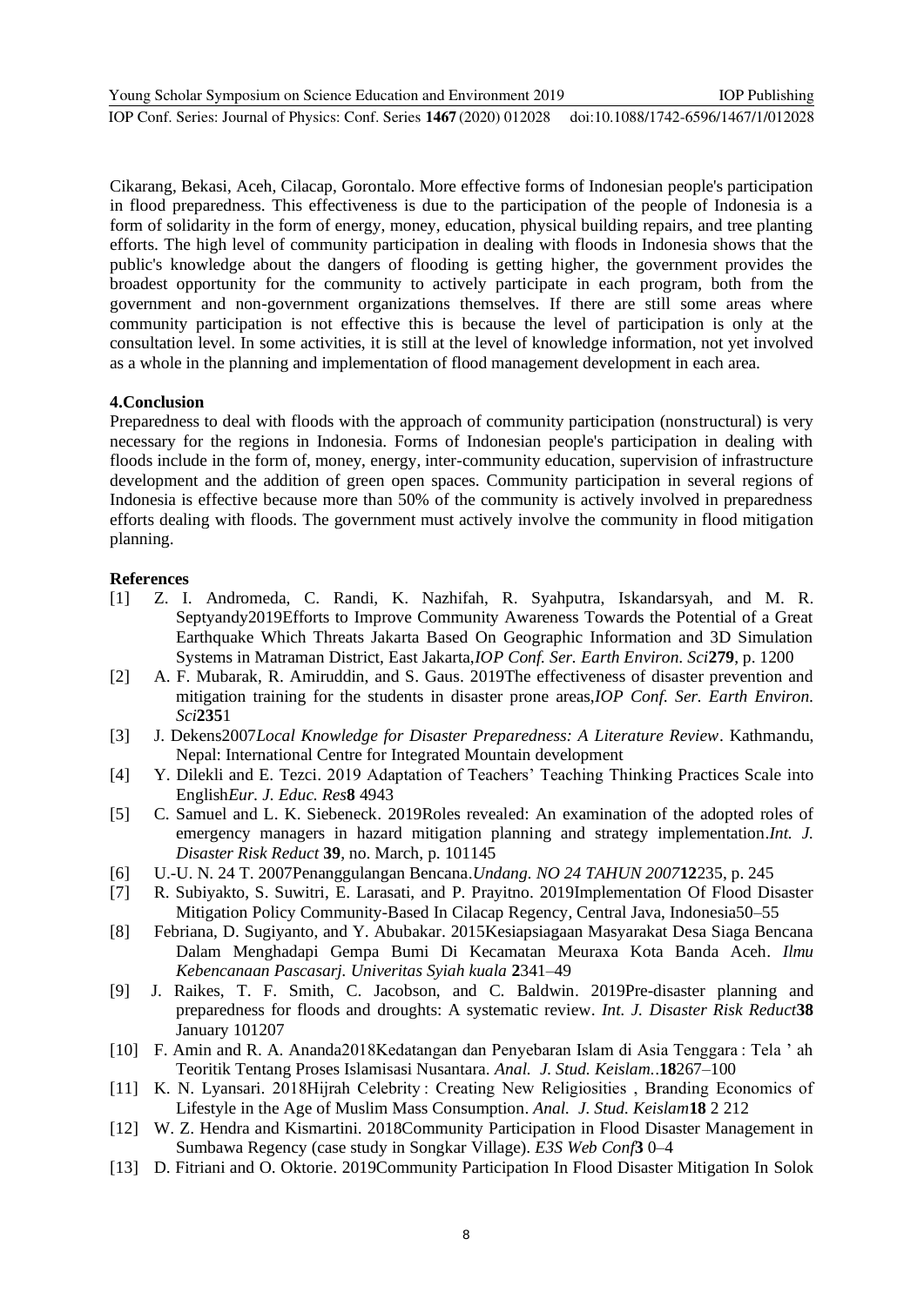Cikarang, Bekasi, Aceh, Cilacap, Gorontalo. More effective forms of Indonesian people's participation in flood preparedness. This effectiveness is due to the participation of the people of Indonesia is a form of solidarity in the form of energy, money, education, physical building repairs, and tree planting efforts. The high level of community participation in dealing with floods in Indonesia shows that the public's knowledge about the dangers of flooding is getting higher, the government provides the broadest opportunity for the community to actively participate in each program, both from the government and non-government organizations themselves. If there are still some areas where community participation is not effective this is because the level of participation is only at the consultation level. In some activities, it is still at the level of knowledge information, not yet involved as a whole in the planning and implementation of flood management development in each area.

## 4.Conclusion

Preparedness to deal with floods with the approach of community participation (nonstructural) is very necessary for the regions in Indonesia. Forms of Indonesian people's participation in dealing with floods include in the form of, money, energy, inter-community education, supervision of infrastructure development and the addition of green open spaces. Community participation in several regions of Indonesia is effective because more than 50% of the community is actively involved in preparedness efforts dealing with floods. The government must actively involve the community in flood mitigation planning.

## References

[1] Z. I. Andromeda, C. Randi, K. Nazhifah, R. Syahputra, Iskandarsyah, and M. R. Septyandy2019Efforts to Improve Community Awareness Towards the Potential of a Great Earthquake Which Threats Jakarta Based On Geographic Information and 3D Simulation Systems in Matraman District, East Jakarta,*IOP Conf. Ser. Earth Environ. Sci***279**, p. 1200

[2] A. F. Mubarak, R. Amiruddin, and S. Gaus. 2019The effectiveness of disaster prevention and mitigation training for the students in disaster prone areas,*IOP Conf. Ser. Earth Environ. Sci***235**1

[3] J. Dekens2007*Local Knowledge for Disaster Preparedness: A Literature Review*. Kathmandu, Nepal: International Centre for Integrated Mountain development

[4] Y. Dilekli and E. Tezci. 2019 Adaptation of Teachers' Teaching Thinking Practices Scale into English*Eur. J. Educ. Res***8** 4943

[5] C. Samuel and L. K. Siebeneck. 2019Roles revealed: An examination of the adopted roles of emergency managers in hazard mitigation planning and strategy implementation.*Int. J. Disaster Risk Reduct* **39**, no. March, p. 101145

[6] U.-U. N. 24 T. 2007Penanggulangan Bencana.*Undang. NO 24 TAHUN 2007***12**235, p. 245

[7] R. Subiyakto, S. Suwitri, E. Larasati, and P. Prayitno. 2019Implementation Of Flood Disaster Mitigation Policy Community-Based In Cilacap Regency, Central Java, Indonesia50–55

[8] Febriana, D. Sugiyanto, and Y. Abubakar. 2015Kesiapsiagaan Masyarakat Desa Siaga Bencana Dalam Menghadapi Gempa Bumi Di Kecamatan Meuraxa Kota Banda Aceh. *Ilmu Kebencanaan Pascasarj. Univeritas Syiah kuala* **2**341–49

[9] J. Raikes, T. F. Smith, C. Jacobson, and C. Baldwin. 2019Pre-disaster planning and preparedness for floods and droughts: A systematic review. *Int. J. Disaster Risk Reduct***38** January 101207

[10] F. Amin and R. A. Ananda2018Kedatangan dan Penyebaran Islam di Asia Tenggara : Tela ' ah Teoritik Tentang Proses Islamisasi Nusantara. *Anal. J. Stud. Keislam.*.**18**267–100

[11] K. N. Lyansari. 2018Hijrah Celebrity : Creating New Religiosities , Branding Economics of Lifestyle in the Age of Muslim Mass Consumption. *Anal. J. Stud. Keislam***18** 2 212

[12] W. Z. Hendra and Kismartini. 2018Community Participation in Flood Disaster Management in Sumbawa Regency (case study in Songkar Village). *E3S Web Conf***3** 0–4

[13] D. Fitriani and O. Oktorie. 2019Community Participation In Flood Disaster Mitigation In Solok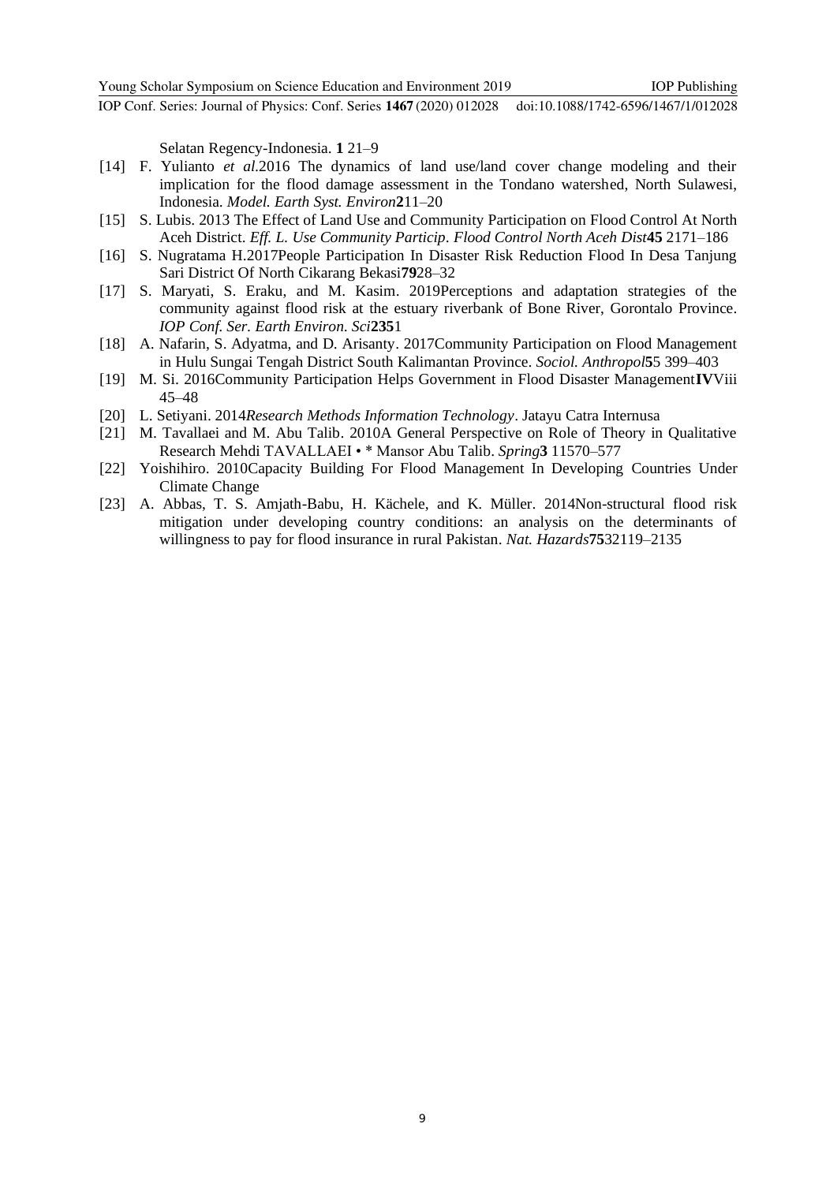Selatan Regency-Indonesia. **1** 21–9

[14] F. Yulianto *et al.*2016 The dynamics of land use/land cover change modeling and their implication for the flood damage assessment in the Tondano watershed, North Sulawesi, Indonesia. *Model. Earth Syst. Environ***2**11–20

[15] S. Lubis. 2013 The Effect of Land Use and Community Participation on Flood Control At North Aceh District. *Eff. L. Use Community Particip. Flood Control North Aceh Dist***45** 2171–186

[16] S. Nugratama H.2017People Participation In Disaster Risk Reduction Flood In Desa Tanjung Sari District Of North Cikarang Bekasi**79**28–32

[17] S. Maryati, S. Eraku, and M. Kasim. 2019Perceptions and adaptation strategies of the community against flood risk at the estuary riverbank of Bone River, Gorontalo Province. *IOP Conf. Ser. Earth Environ. Sci***235**1

[18] A. Nafarin, S. Adyatma, and D. Arisanty. 2017Community Participation on Flood Management in Hulu Sungai Tengah District South Kalimantan Province. *Sociol. Anthropol***5**5 399–403

[19] M. Si. 2016Community Participation Helps Government in Flood Disaster Management**IV**Viii 45–48

[20] L. Setiyani. 2014*Research Methods Information Technology*. Jatayu Catra Internusa

[21] M. Tavallaei and M. Abu Talib. 2010A General Perspective on Role of Theory in Qualitative Research Mehdi TAVALLAEI • * Mansor Abu Talib. *Spring***3** 11570–577

[22] Yoishihiro. 2010Capacity Building For Flood Management In Developing Countries Under Climate Change

[23] A. Abbas, T. S. Amjath-Babu, H. Kächele, and K. Müller. 2014Non-structural flood risk mitigation under developing country conditions: an analysis on the determinants of willingness to pay for flood insurance in rural Pakistan. *Nat. Hazards***75**32119–2135